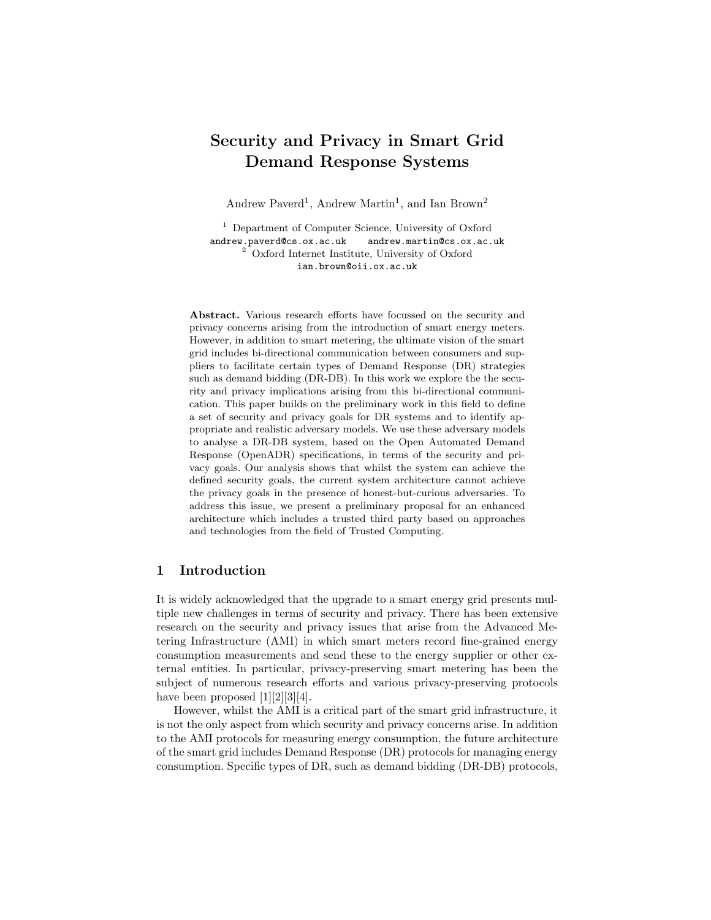# Security and Privacy in Smart Grid Demand Response Systems

Andrew Paverd[1], Andrew Martin[1], and Ian Brown[2]

[1] Department of Computer Science, University of Oxford
andrew.paverd@cs.ox.ac.uk andrew.martin@cs.ox.ac.uk
[2] Oxford Internet Institute, University of Oxford
ian.brown@oii.ox.ac.uk

**Abstract.** Various research efforts have focussed on the security and privacy concerns arising from the introduction of smart energy meters. However, in addition to smart metering, the ultimate vision of the smart grid includes bi-directional communication between consumers and suppliers to facilitate certain types of Demand Response (DR) strategies such as demand bidding (DR-DB). In this work we explore the the security and privacy implications arising from this bi-directional communication. This paper builds on the preliminary work in this field to define a set of security and privacy goals for DR systems and to identify appropriate and realistic adversary models. We use these adversary models to analyse a DR-DB system, based on the Open Automated Demand Response (OpenADR) specifications, in terms of the security and privacy goals. Our analysis shows that whilst the system can achieve the defined security goals, the current system architecture cannot achieve the privacy goals in the presence of honest-but-curious adversaries. To address this issue, we present a preliminary proposal for an enhanced architecture which includes a trusted third party based on approaches and technologies from the field of Trusted Computing.

## 1 Introduction

It is widely acknowledged that the upgrade to a smart energy grid presents multiple new challenges in terms of security and privacy. There has been extensive research on the security and privacy issues that arise from the Advanced Metering Infrastructure (AMI) in which smart meters record fine-grained energy consumption measurements and send these to the energy supplier or other external entities. In particular, privacy-preserving smart metering has been the subject of numerous research efforts and various privacy-preserving protocols have been proposed [1][2][3][4].

However, whilst the AMI is a critical part of the smart grid infrastructure, it is not the only aspect from which security and privacy concerns arise. In addition to the AMI protocols for measuring energy consumption, the future architecture of the smart grid includes Demand Response (DR) protocols for managing energy consumption. Specific types of DR, such as demand bidding (DR-DB) protocols,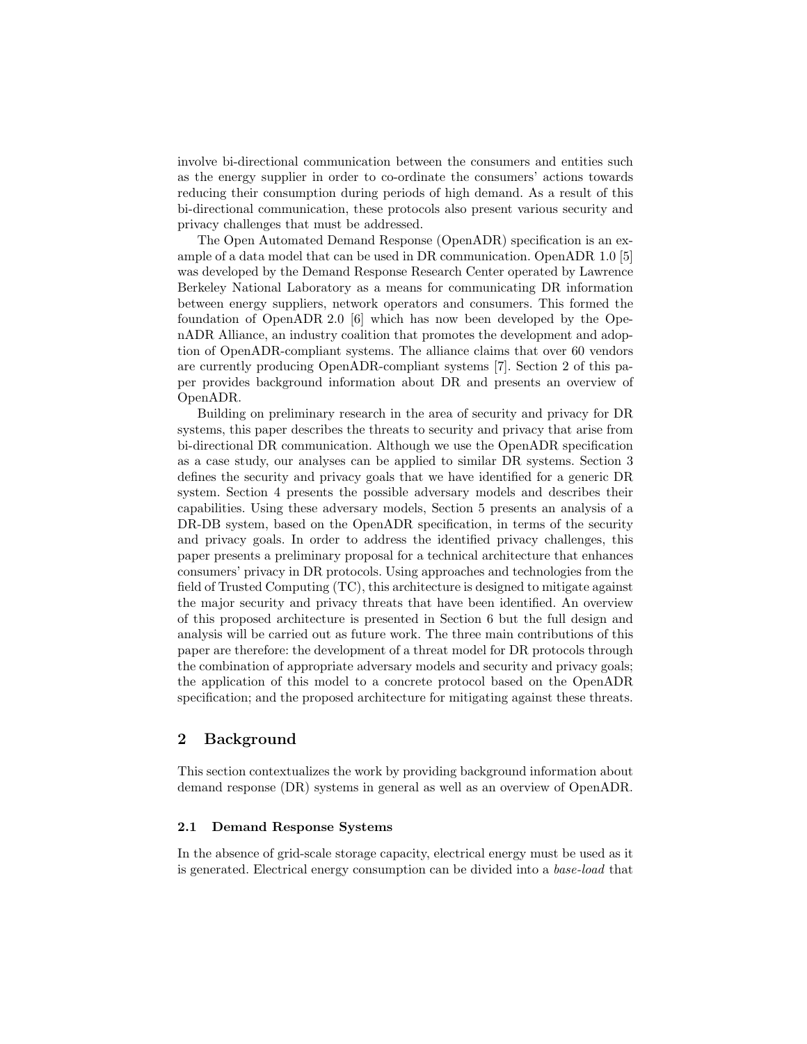involve bi-directional communication between the consumers and entities such as the energy supplier in order to co-ordinate the consumers' actions towards reducing their consumption during periods of high demand. As a result of this bi-directional communication, these protocols also present various security and privacy challenges that must be addressed.

The Open Automated Demand Response (OpenADR) specification is an example of a data model that can be used in DR communication. OpenADR 1.0 [5] was developed by the Demand Response Research Center operated by Lawrence Berkeley National Laboratory as a means for communicating DR information between energy suppliers, network operators and consumers. This formed the foundation of OpenADR 2.0 [6] which has now been developed by the OpenADR Alliance, an industry coalition that promotes the development and adoption of OpenADR-compliant systems. The alliance claims that over 60 vendors are currently producing OpenADR-compliant systems [7]. Section 2 of this paper provides background information about DR and presents an overview of OpenADR.

Building on preliminary research in the area of security and privacy for DR systems, this paper describes the threats to security and privacy that arise from bi-directional DR communication. Although we use the OpenADR specification as a case study, our analyses can be applied to similar DR systems. Section 3 defines the security and privacy goals that we have identified for a generic DR system. Section 4 presents the possible adversary models and describes their capabilities. Using these adversary models, Section 5 presents an analysis of a DR-DB system, based on the OpenADR specification, in terms of the security and privacy goals. In order to address the identified privacy challenges, this paper presents a preliminary proposal for a technical architecture that enhances consumers' privacy in DR protocols. Using approaches and technologies from the field of Trusted Computing (TC), this architecture is designed to mitigate against the major security and privacy threats that have been identified. An overview of this proposed architecture is presented in Section 6 but the full design and analysis will be carried out as future work. The three main contributions of this paper are therefore: the development of a threat model for DR protocols through the combination of appropriate adversary models and security and privacy goals; the application of this model to a concrete protocol based on the OpenADR specification; and the proposed architecture for mitigating against these threats.

## 2 Background

This section contextualizes the work by providing background information about demand response (DR) systems in general as well as an overview of OpenADR.

### 2.1 Demand Response Systems

In the absence of grid-scale storage capacity, electrical energy must be used as it is generated. Electrical energy consumption can be divided into a *base-load* that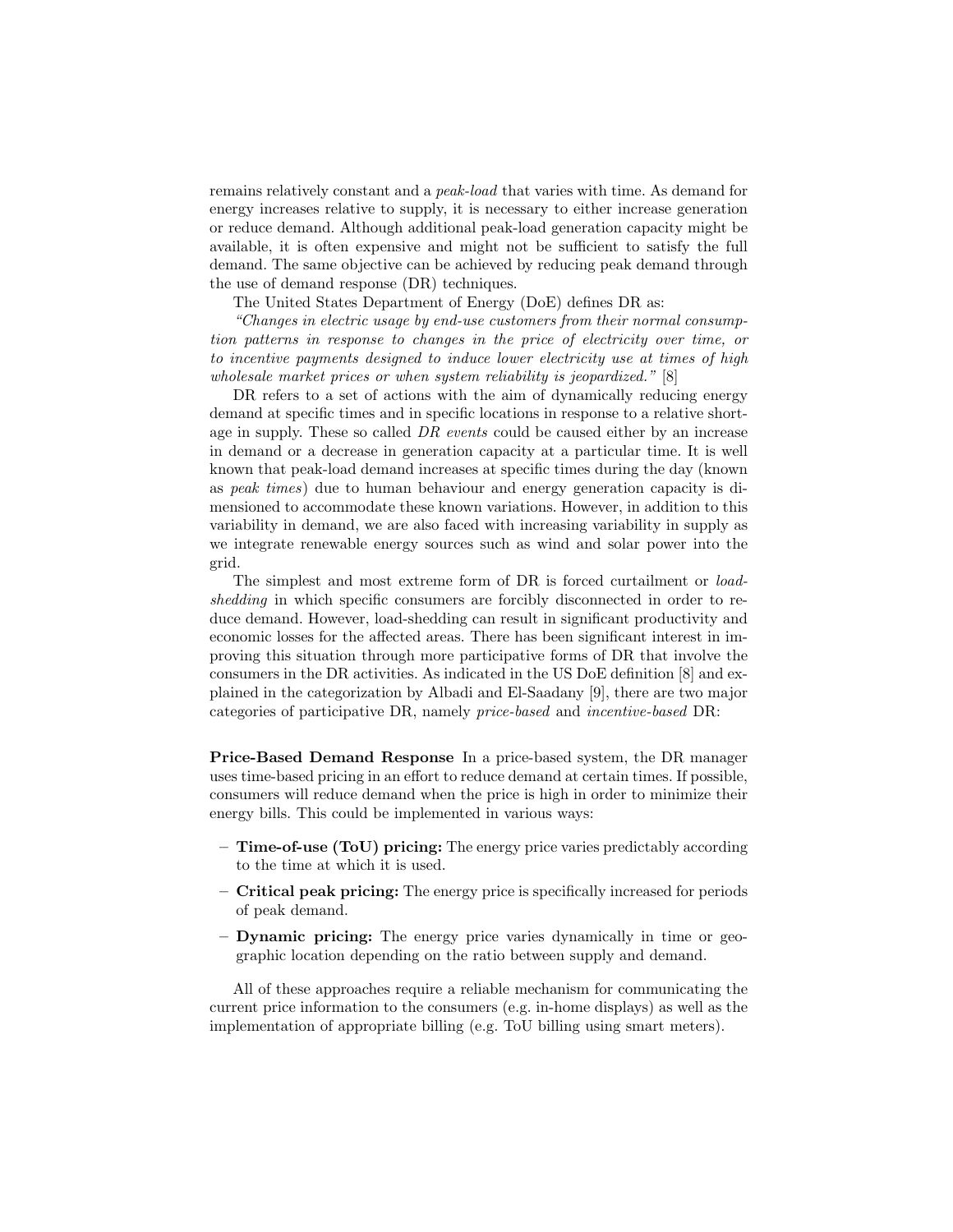remains relatively constant and a *peak-load* that varies with time. As demand for energy increases relative to supply, it is necessary to either increase generation or reduce demand. Although additional peak-load generation capacity might be available, it is often expensive and might not be sufficient to satisfy the full demand. The same objective can be achieved by reducing peak demand through the use of demand response (DR) techniques.

The United States Department of Energy (DoE) defines DR as:

*"Changes in electric usage by end-use customers from their normal consumption patterns in response to changes in the price of electricity over time, or to incentive payments designed to induce lower electricity use at times of high wholesale market prices or when system reliability is jeopardized."* [8]

DR refers to a set of actions with the aim of dynamically reducing energy demand at specific times and in specific locations in response to a relative shortage in supply. These so called *DR events* could be caused either by an increase in demand or a decrease in generation capacity at a particular time. It is well known that peak-load demand increases at specific times during the day (known as *peak times*) due to human behaviour and energy generation capacity is dimensioned to accommodate these known variations. However, in addition to this variability in demand, we are also faced with increasing variability in supply as we integrate renewable energy sources such as wind and solar power into the grid.

The simplest and most extreme form of DR is forced curtailment or *load-shedding* in which specific consumers are forcibly disconnected in order to reduce demand. However, load-shedding can result in significant productivity and economic losses for the affected areas. There has been significant interest in improving this situation through more participative forms of DR that involve the consumers in the DR activities. As indicated in the US DoE definition [8] and explained in the categorization by Albadi and El-Saadany [9], there are two major categories of participative DR, namely *price-based* and *incentive-based* DR:

**Price-Based Demand Response** In a price-based system, the DR manager uses time-based pricing in an effort to reduce demand at certain times. If possible, consumers will reduce demand when the price is high in order to minimize their energy bills. This could be implemented in various ways:

- **Time-of-use (ToU) pricing:** The energy price varies predictably according to the time at which it is used.
- **Critical peak pricing:** The energy price is specifically increased for periods of peak demand.
- **Dynamic pricing:** The energy price varies dynamically in time or geographic location depending on the ratio between supply and demand.

All of these approaches require a reliable mechanism for communicating the current price information to the consumers (e.g. in-home displays) as well as the implementation of appropriate billing (e.g. ToU billing using smart meters).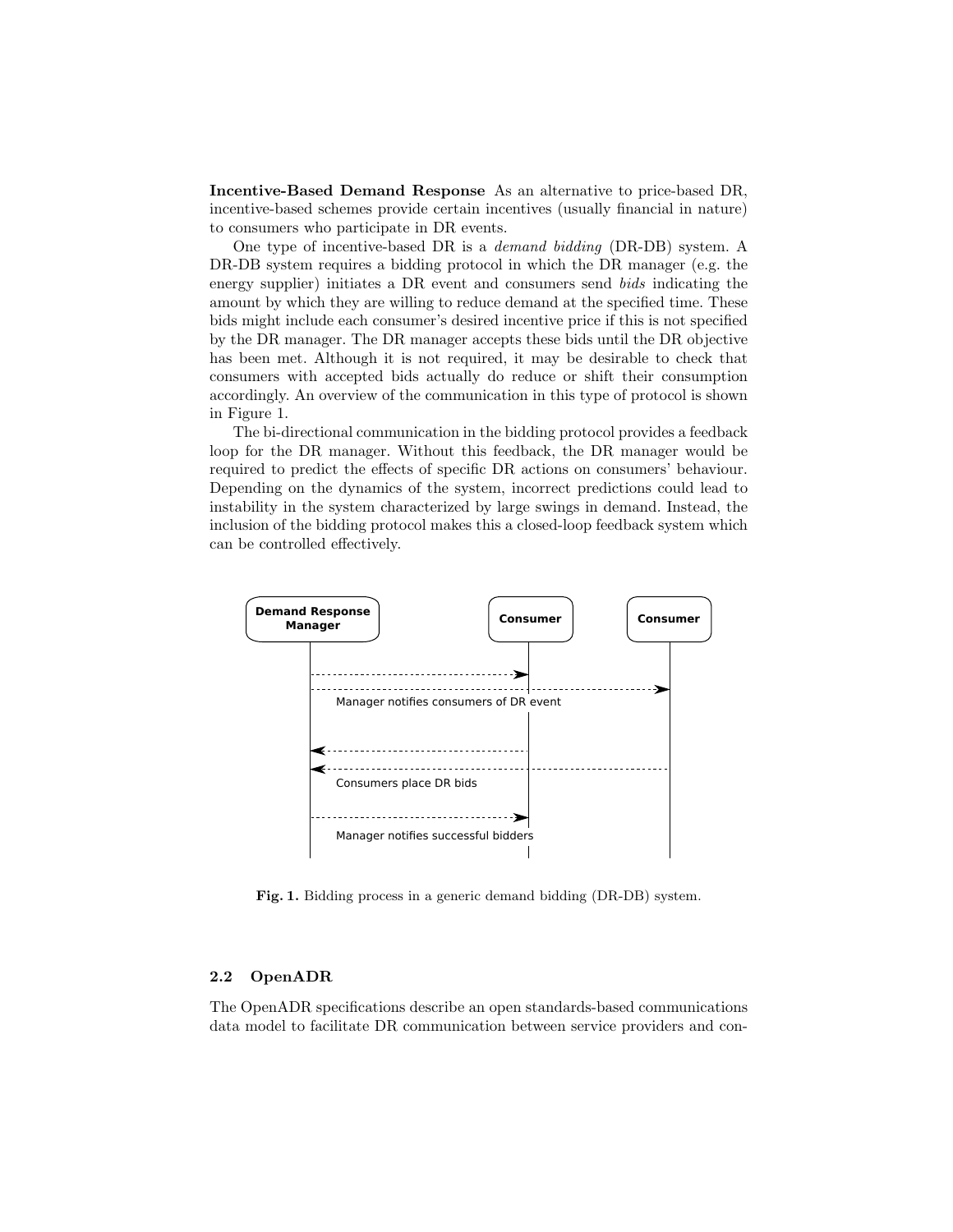**Incentive-Based Demand Response** As an alternative to price-based DR, incentive-based schemes provide certain incentives (usually financial in nature) to consumers who participate in DR events.

One type of incentive-based DR is a *demand bidding* (DR-DB) system. A DR-DB system requires a bidding protocol in which the DR manager (e.g. the energy supplier) initiates a DR event and consumers send *bids* indicating the amount by which they are willing to reduce demand at the specified time. These bids might include each consumer's desired incentive price if this is not specified by the DR manager. The DR manager accepts these bids until the DR objective has been met. Although it is not required, it may be desirable to check that consumers with accepted bids actually do reduce or shift their consumption accordingly. An overview of the communication in this type of protocol is shown in Figure 1.

The bi-directional communication in the bidding protocol provides a feedback loop for the DR manager. Without this feedback, the DR manager would be required to predict the effects of specific DR actions on consumers' behaviour. Depending on the dynamics of the system, incorrect predictions could lead to instability in the system characterized by large swings in demand. Instead, the inclusion of the bidding protocol makes this a closed-loop feedback system which can be controlled effectively.

Demand Response Manager | Consumer | Consumer

Manager notifies consumers of DR event

Consumers place DR bids

Manager notifies successful bidders

**Fig. 1.** Bidding process in a generic demand bidding (DR-DB) system.

### 2.2 OpenADR

The OpenADR specifications describe an open standards-based communications data model to facilitate DR communication between service providers and con-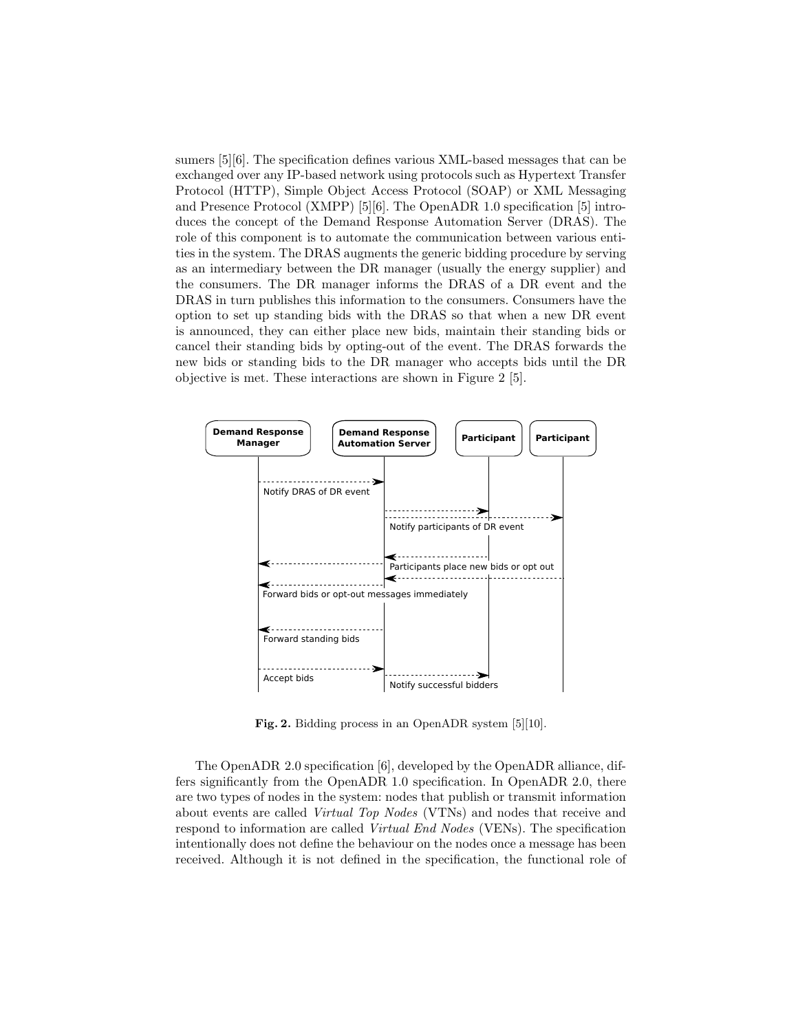sumers [5][6]. The specification defines various XML-based messages that can be exchanged over any IP-based network using protocols such as Hypertext Transfer Protocol (HTTP), Simple Object Access Protocol (SOAP) or XML Messaging and Presence Protocol (XMPP) [5][6]. The OpenADR 1.0 specification [5] introduces the concept of the Demand Response Automation Server (DRAS). The role of this component is to automate the communication between various entities in the system. The DRAS augments the generic bidding procedure by serving as an intermediary between the DR manager (usually the energy supplier) and the consumers. The DR manager informs the DRAS of a DR event and the DRAS in turn publishes this information to the consumers. Consumers have the option to set up standing bids with the DRAS so that when a new DR event is announced, they can either place new bids, maintain their standing bids or cancel their standing bids by opting-out of the event. The DRAS forwards the new bids or standing bids to the DR manager who accepts bids until the DR objective is met. These interactions are shown in Figure 2 [5].

Demand Response Manager | Demand Response Automation Server | Participant | Participant

Notify DRAS of DR event

Notify participants of DR event

Participants place new bids or opt out

Forward bids or opt-out messages immediately

Forward standing bids

Accept bids

Notify successful bidders

**Fig. 2.** Bidding process in an OpenADR system [5][10].

The OpenADR 2.0 specification [6], developed by the OpenADR alliance, differs significantly from the OpenADR 1.0 specification. In OpenADR 2.0, there are two types of nodes in the system: nodes that publish or transmit information about events are called *Virtual Top Nodes* (VTNs) and nodes that receive and respond to information are called *Virtual End Nodes* (VENs). The specification intentionally does not define the behaviour on the nodes once a message has been received. Although it is not defined in the specification, the functional role of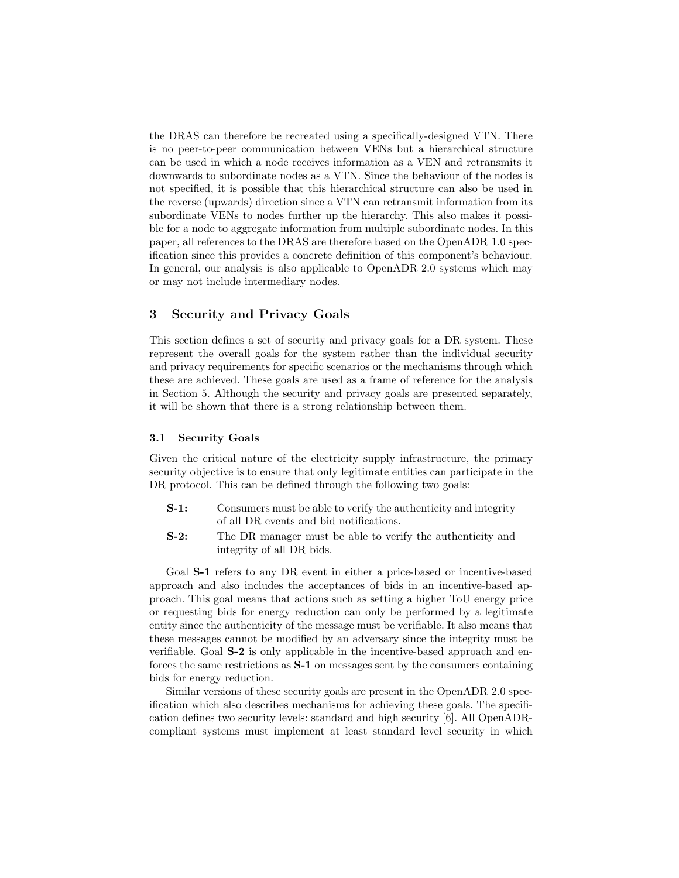the DRAS can therefore be recreated using a specifically-designed VTN. There is no peer-to-peer communication between VENs but a hierarchical structure can be used in which a node receives information as a VEN and retransmits it downwards to subordinate nodes as a VTN. Since the behaviour of the nodes is not specified, it is possible that this hierarchical structure can also be used in the reverse (upwards) direction since a VTN can retransmit information from its subordinate VENs to nodes further up the hierarchy. This also makes it possible for a node to aggregate information from multiple subordinate nodes. In this paper, all references to the DRAS are therefore based on the OpenADR 1.0 specification since this provides a concrete definition of this component's behaviour. In general, our analysis is also applicable to OpenADR 2.0 systems which may or may not include intermediary nodes.

## 3 Security and Privacy Goals

This section defines a set of security and privacy goals for a DR system. These represent the overall goals for the system rather than the individual security and privacy requirements for specific scenarios or the mechanisms through which these are achieved. These goals are used as a frame of reference for the analysis in Section 5. Although the security and privacy goals are presented separately, it will be shown that there is a strong relationship between them.

### 3.1 Security Goals

Given the critical nature of the electricity supply infrastructure, the primary security objective is to ensure that only legitimate entities can participate in the DR protocol. This can be defined through the following two goals:

- **S-1:** Consumers must be able to verify the authenticity and integrity of all DR events and bid notifications.
- **S-2:** The DR manager must be able to verify the authenticity and integrity of all DR bids.

Goal **S-1** refers to any DR event in either a price-based or incentive-based approach and also includes the acceptances of bids in an incentive-based approach. This goal means that actions such as setting a higher ToU energy price or requesting bids for energy reduction can only be performed by a legitimate entity since the authenticity of the message must be verifiable. It also means that these messages cannot be modified by an adversary since the integrity must be verifiable. Goal **S-2** is only applicable in the incentive-based approach and enforces the same restrictions as **S-1** on messages sent by the consumers containing bids for energy reduction.

Similar versions of these security goals are present in the OpenADR 2.0 specification which also describes mechanisms for achieving these goals. The specification defines two security levels: standard and high security [6]. All OpenADR-compliant systems must implement at least standard level security in which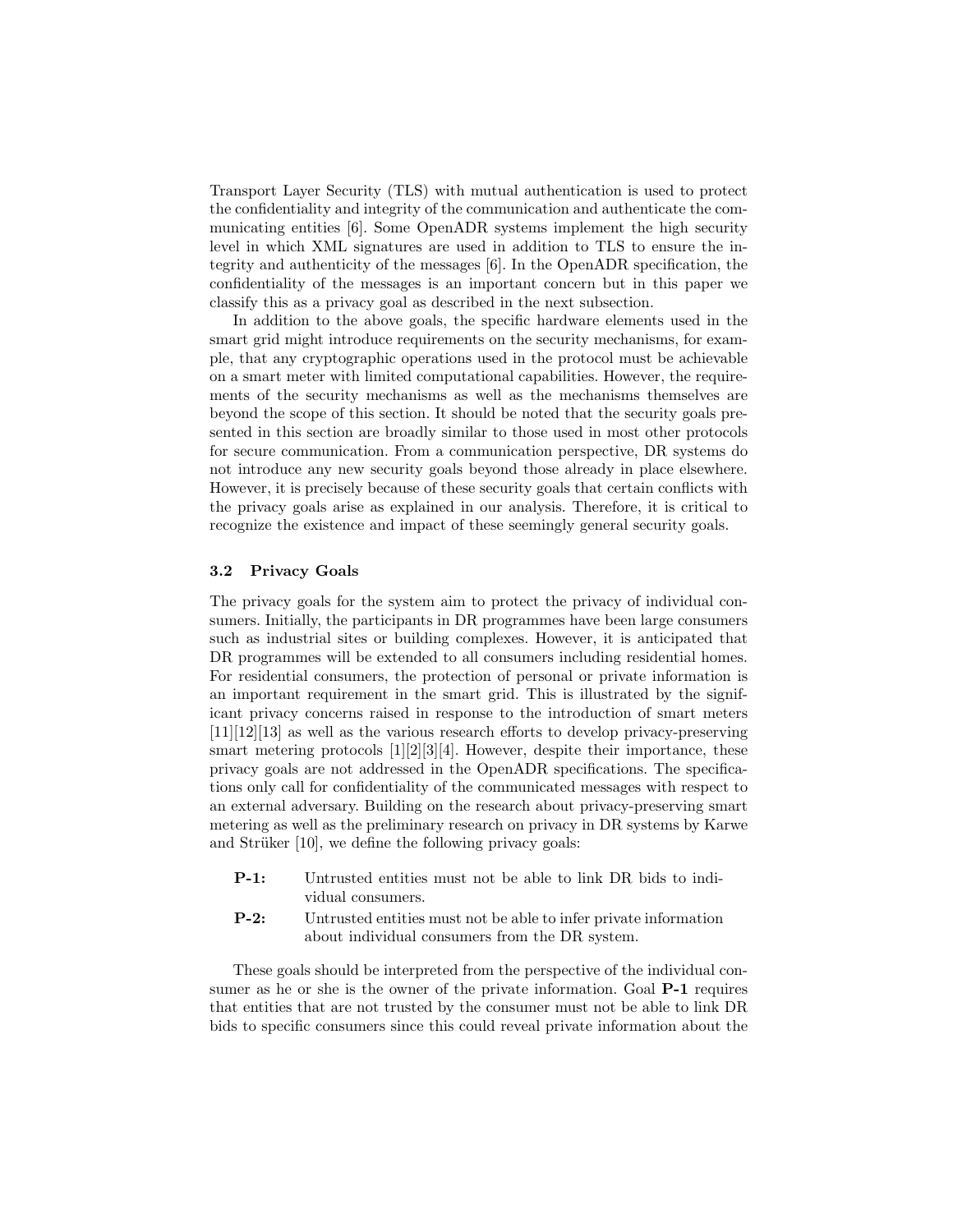Transport Layer Security (TLS) with mutual authentication is used to protect the confidentiality and integrity of the communication and authenticate the communicating entities [6]. Some OpenADR systems implement the high security level in which XML signatures are used in addition to TLS to ensure the integrity and authenticity of the messages [6]. In the OpenADR specification, the confidentiality of the messages is an important concern but in this paper we classify this as a privacy goal as described in the next subsection.

In addition to the above goals, the specific hardware elements used in the smart grid might introduce requirements on the security mechanisms, for example, that any cryptographic operations used in the protocol must be achievable on a smart meter with limited computational capabilities. However, the requirements of the security mechanisms as well as the mechanisms themselves are beyond the scope of this section. It should be noted that the security goals presented in this section are broadly similar to those used in most other protocols for secure communication. From a communication perspective, DR systems do not introduce any new security goals beyond those already in place elsewhere. However, it is precisely because of these security goals that certain conflicts with the privacy goals arise as explained in our analysis. Therefore, it is critical to recognize the existence and impact of these seemingly general security goals.

### 3.2 Privacy Goals

The privacy goals for the system aim to protect the privacy of individual consumers. Initially, the participants in DR programmes have been large consumers such as industrial sites or building complexes. However, it is anticipated that DR programmes will be extended to all consumers including residential homes. For residential consumers, the protection of personal or private information is an important requirement in the smart grid. This is illustrated by the significant privacy concerns raised in response to the introduction of smart meters [11][12][13] as well as the various research efforts to develop privacy-preserving smart metering protocols [1][2][3][4]. However, despite their importance, these privacy goals are not addressed in the OpenADR specifications. The specifications only call for confidentiality of the communicated messages with respect to an external adversary. Building on the research about privacy-preserving smart metering as well as the preliminary research on privacy in DR systems by Karwe and Strüker [10], we define the following privacy goals:

- **P-1:** Untrusted entities must not be able to link DR bids to individual consumers.
- **P-2:** Untrusted entities must not be able to infer private information about individual consumers from the DR system.

These goals should be interpreted from the perspective of the individual consumer as he or she is the owner of the private information. Goal **P-1** requires that entities that are not trusted by the consumer must not be able to link DR bids to specific consumers since this could reveal private information about the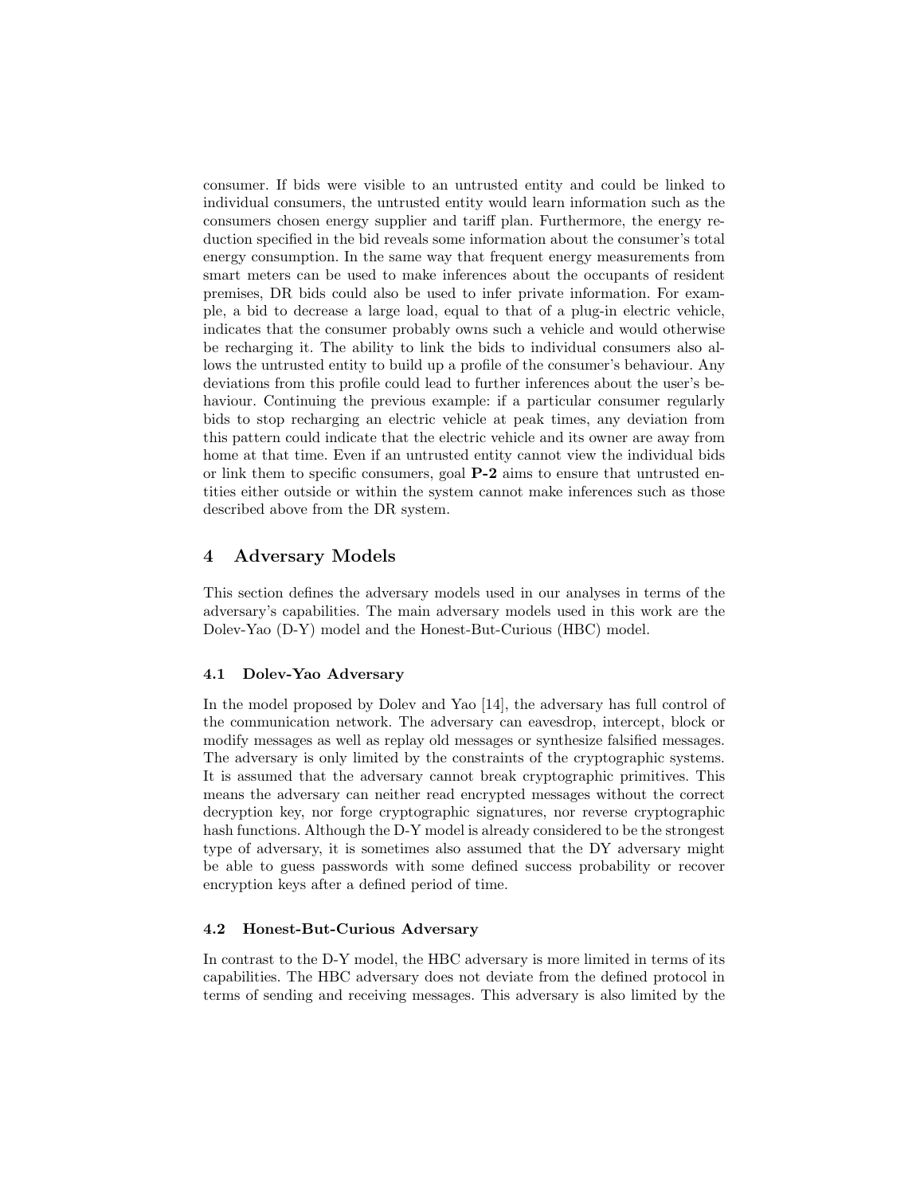consumer. If bids were visible to an untrusted entity and could be linked to individual consumers, the untrusted entity would learn information such as the consumers chosen energy supplier and tariff plan. Furthermore, the energy reduction specified in the bid reveals some information about the consumer's total energy consumption. In the same way that frequent energy measurements from smart meters can be used to make inferences about the occupants of resident premises, DR bids could also be used to infer private information. For example, a bid to decrease a large load, equal to that of a plug-in electric vehicle, indicates that the consumer probably owns such a vehicle and would otherwise be recharging it. The ability to link the bids to individual consumers also allows the untrusted entity to build up a profile of the consumer's behaviour. Any deviations from this profile could lead to further inferences about the user's behaviour. Continuing the previous example: if a particular consumer regularly bids to stop recharging an electric vehicle at peak times, any deviation from this pattern could indicate that the electric vehicle and its owner are away from home at that time. Even if an untrusted entity cannot view the individual bids or link them to specific consumers, goal **P-2** aims to ensure that untrusted entities either outside or within the system cannot make inferences such as those described above from the DR system.

## 4 Adversary Models

This section defines the adversary models used in our analyses in terms of the adversary's capabilities. The main adversary models used in this work are the Dolev-Yao (D-Y) model and the Honest-But-Curious (HBC) model.

### 4.1 Dolev-Yao Adversary

In the model proposed by Dolev and Yao [14], the adversary has full control of the communication network. The adversary can eavesdrop, intercept, block or modify messages as well as replay old messages or synthesize falsified messages. The adversary is only limited by the constraints of the cryptographic systems. It is assumed that the adversary cannot break cryptographic primitives. This means the adversary can neither read encrypted messages without the correct decryption key, nor forge cryptographic signatures, nor reverse cryptographic hash functions. Although the D-Y model is already considered to be the strongest type of adversary, it is sometimes also assumed that the DY adversary might be able to guess passwords with some defined success probability or recover encryption keys after a defined period of time.

### 4.2 Honest-But-Curious Adversary

In contrast to the D-Y model, the HBC adversary is more limited in terms of its capabilities. The HBC adversary does not deviate from the defined protocol in terms of sending and receiving messages. This adversary is also limited by the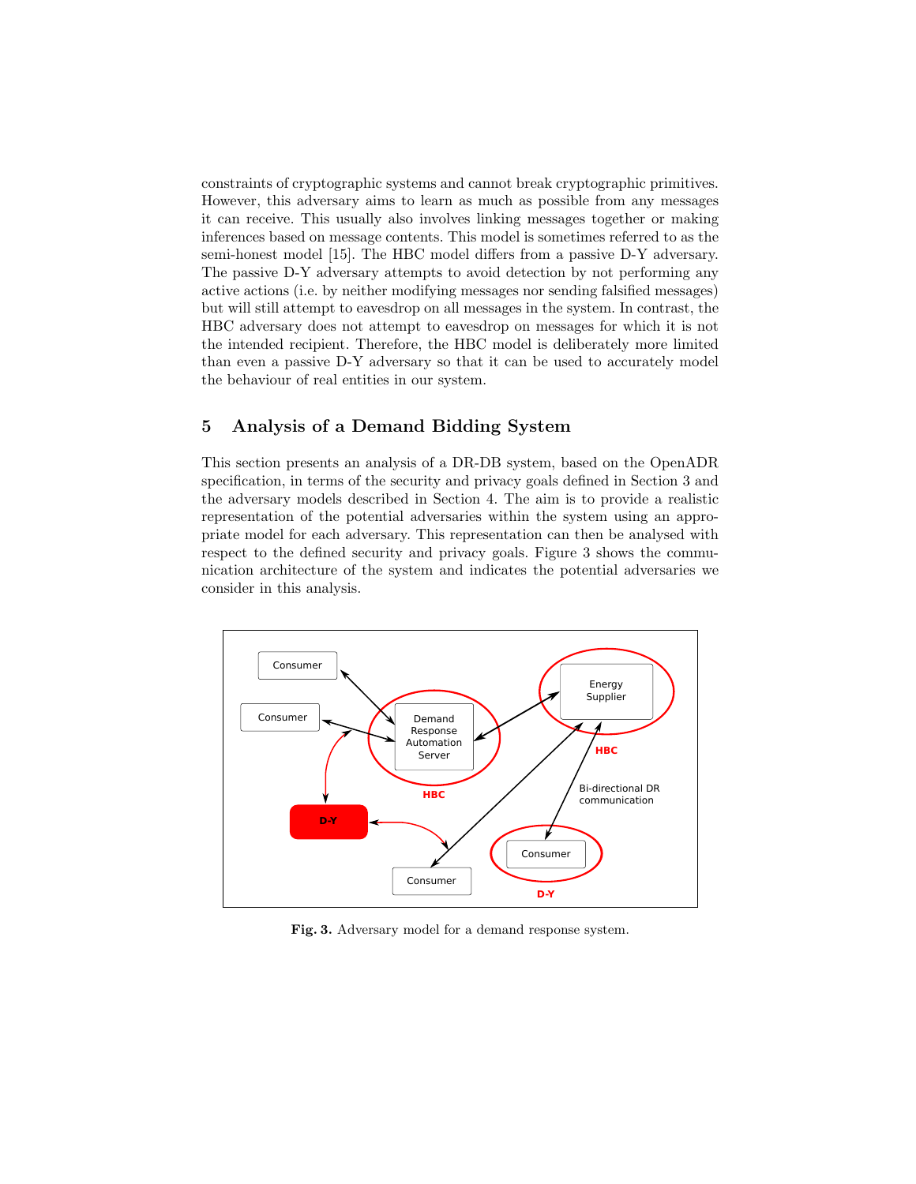constraints of cryptographic systems and cannot break cryptographic primitives. However, this adversary aims to learn as much as possible from any messages it can receive. This usually also involves linking messages together or making inferences based on message contents. This model is sometimes referred to as the semi-honest model [15]. The HBC model differs from a passive D-Y adversary. The passive D-Y adversary attempts to avoid detection by not performing any active actions (i.e. by neither modifying messages nor sending falsified messages) but will still attempt to eavesdrop on all messages in the system. In contrast, the HBC adversary does not attempt to eavesdrop on messages for which it is not the intended recipient. Therefore, the HBC model is deliberately more limited than even a passive D-Y adversary so that it can be used to accurately model the behaviour of real entities in our system.

## 5 Analysis of a Demand Bidding System

This section presents an analysis of a DR-DB system, based on the OpenADR specification, in terms of the security and privacy goals defined in Section 3 and the adversary models described in Section 4. The aim is to provide a realistic representation of the potential adversaries within the system using an appropriate model for each adversary. This representation can then be analysed with respect to the defined security and privacy goals. Figure 3 shows the communication architecture of the system and indicates the potential adversaries we consider in this analysis.

**Fig. 3.** Adversary model for a demand response system.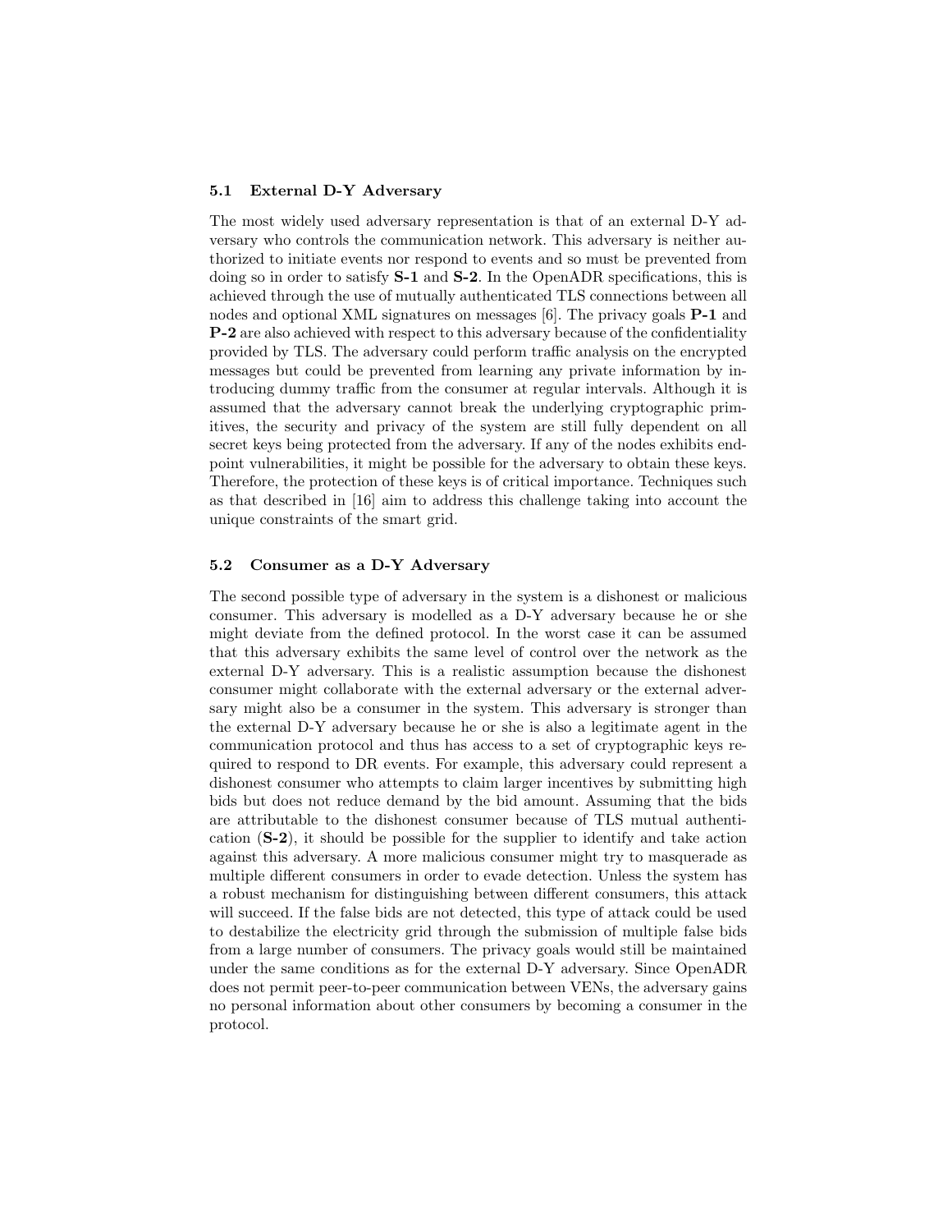### 5.1 External D-Y Adversary

The most widely used adversary representation is that of an external D-Y adversary who controls the communication network. This adversary is neither authorized to initiate events nor respond to events and so must be prevented from doing so in order to satisfy **S-1** and **S-2**. In the OpenADR specifications, this is achieved through the use of mutually authenticated TLS connections between all nodes and optional XML signatures on messages [6]. The privacy goals **P-1** and **P-2** are also achieved with respect to this adversary because of the confidentiality provided by TLS. The adversary could perform traffic analysis on the encrypted messages but could be prevented from learning any private information by introducing dummy traffic from the consumer at regular intervals. Although it is assumed that the adversary cannot break the underlying cryptographic primitives, the security and privacy of the system are still fully dependent on all secret keys being protected from the adversary. If any of the nodes exhibits endpoint vulnerabilities, it might be possible for the adversary to obtain these keys. Therefore, the protection of these keys is of critical importance. Techniques such as that described in [16] aim to address this challenge taking into account the unique constraints of the smart grid.

### 5.2 Consumer as a D-Y Adversary

The second possible type of adversary in the system is a dishonest or malicious consumer. This adversary is modelled as a D-Y adversary because he or she might deviate from the defined protocol. In the worst case it can be assumed that this adversary exhibits the same level of control over the network as the external D-Y adversary. This is a realistic assumption because the dishonest consumer might collaborate with the external adversary or the external adversary might also be a consumer in the system. This adversary is stronger than the external D-Y adversary because he or she is also a legitimate agent in the communication protocol and thus has access to a set of cryptographic keys required to respond to DR events. For example, this adversary could represent a dishonest consumer who attempts to claim larger incentives by submitting high bids but does not reduce demand by the bid amount. Assuming that the bids are attributable to the dishonest consumer because of TLS mutual authentication (**S-2**), it should be possible for the supplier to identify and take action against this adversary. A more malicious consumer might try to masquerade as multiple different consumers in order to evade detection. Unless the system has a robust mechanism for distinguishing between different consumers, this attack will succeed. If the false bids are not detected, this type of attack could be used to destabilize the electricity grid through the submission of multiple false bids from a large number of consumers. The privacy goals would still be maintained under the same conditions as for the external D-Y adversary. Since OpenADR does not permit peer-to-peer communication between VENs, the adversary gains no personal information about other consumers by becoming a consumer in the protocol.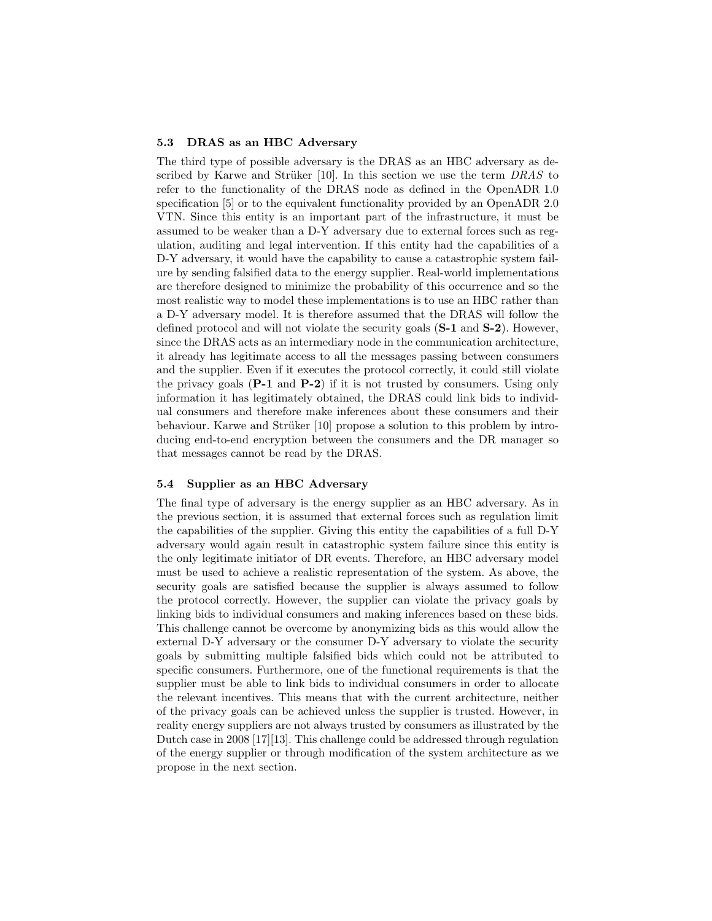### 5.3 DRAS as an HBC Adversary

The third type of possible adversary is the DRAS as an HBC adversary as described by Karwe and Strüker [10]. In this section we use the term *DRAS* to refer to the functionality of the DRAS node as defined in the OpenADR 1.0 specification [5] or to the equivalent functionality provided by an OpenADR 2.0 VTN. Since this entity is an important part of the infrastructure, it must be assumed to be weaker than a D-Y adversary due to external forces such as regulation, auditing and legal intervention. If this entity had the capabilities of a D-Y adversary, it would have the capability to cause a catastrophic system failure by sending falsified data to the energy supplier. Real-world implementations are therefore designed to minimize the probability of this occurrence and so the most realistic way to model these implementations is to use an HBC rather than a D-Y adversary model. It is therefore assumed that the DRAS will follow the defined protocol and will not violate the security goals (**S-1** and **S-2**). However, since the DRAS acts as an intermediary node in the communication architecture, it already has legitimate access to all the messages passing between consumers and the supplier. Even if it executes the protocol correctly, it could still violate the privacy goals (**P-1** and **P-2**) if it is not trusted by consumers. Using only information it has legitimately obtained, the DRAS could link bids to individual consumers and therefore make inferences about these consumers and their behaviour. Karwe and Strüker [10] propose a solution to this problem by introducing end-to-end encryption between the consumers and the DR manager so that messages cannot be read by the DRAS.

### 5.4 Supplier as an HBC Adversary

The final type of adversary is the energy supplier as an HBC adversary. As in the previous section, it is assumed that external forces such as regulation limit the capabilities of the supplier. Giving this entity the capabilities of a full D-Y adversary would again result in catastrophic system failure since this entity is the only legitimate initiator of DR events. Therefore, an HBC adversary model must be used to achieve a realistic representation of the system. As above, the security goals are satisfied because the supplier is always assumed to follow the protocol correctly. However, the supplier can violate the privacy goals by linking bids to individual consumers and making inferences based on these bids. This challenge cannot be overcome by anonymizing bids as this would allow the external D-Y adversary or the consumer D-Y adversary to violate the security goals by submitting multiple falsified bids which could not be attributed to specific consumers. Furthermore, one of the functional requirements is that the supplier must be able to link bids to individual consumers in order to allocate the relevant incentives. This means that with the current architecture, neither of the privacy goals can be achieved unless the supplier is trusted. However, in reality energy suppliers are not always trusted by consumers as illustrated by the Dutch case in 2008 [17][13]. This challenge could be addressed through regulation of the energy supplier or through modification of the system architecture as we propose in the next section.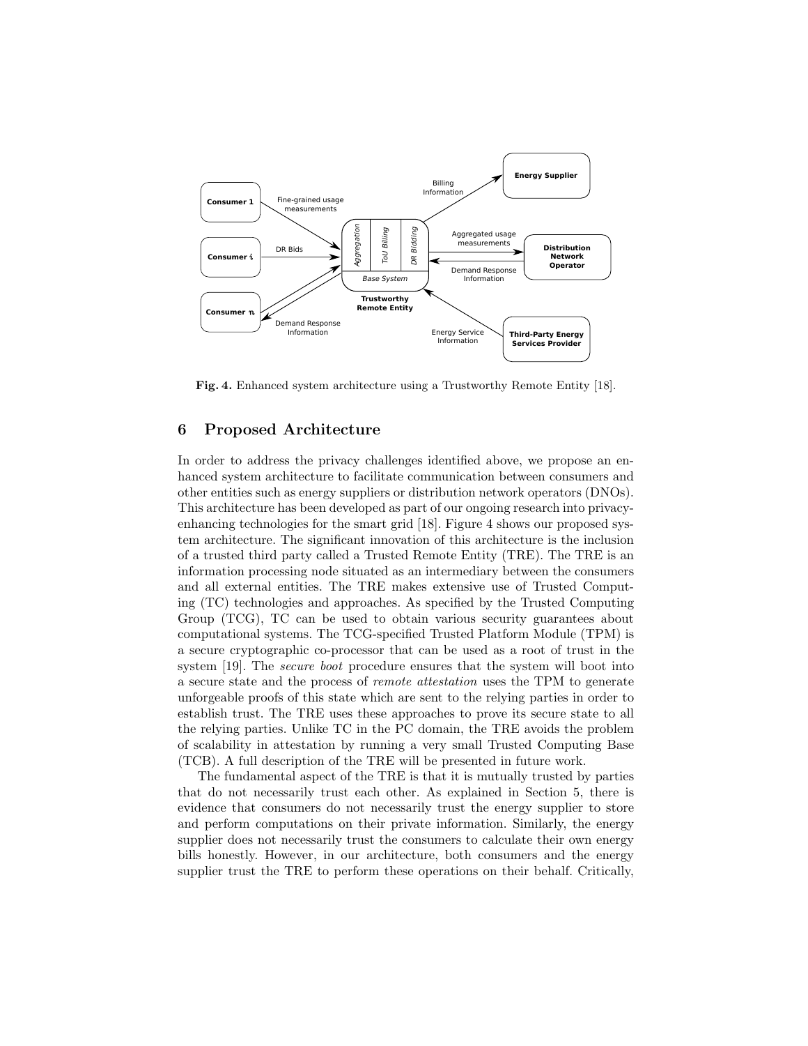Consumer 1

Fine-grained usage measurements

Consumer $i$

DR Bids

Consumer $n$

Demand Response Information

Aggregation

ToU Billing

DR Bidding

Base System

Trustworthy Remote Entity

Billing Information

Energy Supplier

Aggregated usage measurements

Distribution Network Operator

Demand Response Information

Energy Service Information

Third-Party Energy Services Provider

**Fig. 4.** Enhanced system architecture using a Trustworthy Remote Entity [18].

## 6 Proposed Architecture

In order to address the privacy challenges identified above, we propose an enhanced system architecture to facilitate communication between consumers and other entities such as energy suppliers or distribution network operators (DNOs). This architecture has been developed as part of our ongoing research into privacy-enhancing technologies for the smart grid [18]. Figure 4 shows our proposed system architecture. The significant innovation of this architecture is the inclusion of a trusted third party called a Trusted Remote Entity (TRE). The TRE is an information processing node situated as an intermediary between the consumers and all external entities. The TRE makes extensive use of Trusted Computing (TC) technologies and approaches. As specified by the Trusted Computing Group (TCG), TC can be used to obtain various security guarantees about computational systems. The TCG-specified Trusted Platform Module (TPM) is a secure cryptographic co-processor that can be used as a root of trust in the system [19]. The *secure boot* procedure ensures that the system will boot into a secure state and the process of *remote attestation* uses the TPM to generate unforgeable proofs of this state which are sent to the relying parties in order to establish trust. The TRE uses these approaches to prove its secure state to all the relying parties. Unlike TC in the PC domain, the TRE avoids the problem of scalability in attestation by running a very small Trusted Computing Base (TCB). A full description of the TRE will be presented in future work.

The fundamental aspect of the TRE is that it is mutually trusted by parties that do not necessarily trust each other. As explained in Section 5, there is evidence that consumers do not necessarily trust the energy supplier to store and perform computations on their private information. Similarly, the energy supplier does not necessarily trust the consumers to calculate their own energy bills honestly. However, in our architecture, both consumers and the energy supplier trust the TRE to perform these operations on their behalf. Critically,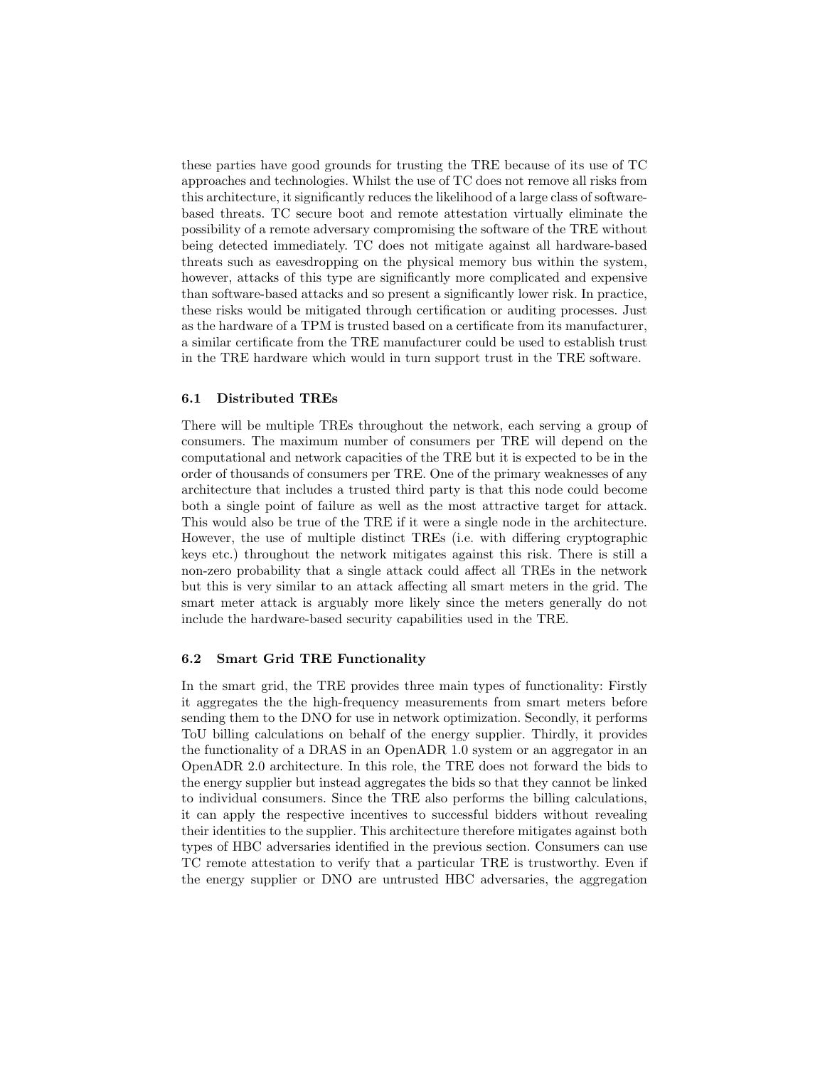these parties have good grounds for trusting the TRE because of its use of TC approaches and technologies. Whilst the use of TC does not remove all risks from this architecture, it significantly reduces the likelihood of a large class of software-based threats. TC secure boot and remote attestation virtually eliminate the possibility of a remote adversary compromising the software of the TRE without being detected immediately. TC does not mitigate against all hardware-based threats such as eavesdropping on the physical memory bus within the system, however, attacks of this type are significantly more complicated and expensive than software-based attacks and so present a significantly lower risk. In practice, these risks would be mitigated through certification or auditing processes. Just as the hardware of a TPM is trusted based on a certificate from its manufacturer, a similar certificate from the TRE manufacturer could be used to establish trust in the TRE hardware which would in turn support trust in the TRE software.

### 6.1 Distributed TREs

There will be multiple TREs throughout the network, each serving a group of consumers. The maximum number of consumers per TRE will depend on the computational and network capacities of the TRE but it is expected to be in the order of thousands of consumers per TRE. One of the primary weaknesses of any architecture that includes a trusted third party is that this node could become both a single point of failure as well as the most attractive target for attack. This would also be true of the TRE if it were a single node in the architecture. However, the use of multiple distinct TREs (i.e. with differing cryptographic keys etc.) throughout the network mitigates against this risk. There is still a non-zero probability that a single attack could affect all TREs in the network but this is very similar to an attack affecting all smart meters in the grid. The smart meter attack is arguably more likely since the meters generally do not include the hardware-based security capabilities used in the TRE.

### 6.2 Smart Grid TRE Functionality

In the smart grid, the TRE provides three main types of functionality: Firstly it aggregates the the high-frequency measurements from smart meters before sending them to the DNO for use in network optimization. Secondly, it performs ToU billing calculations on behalf of the energy supplier. Thirdly, it provides the functionality of a DRAS in an OpenADR 1.0 system or an aggregator in an OpenADR 2.0 architecture. In this role, the TRE does not forward the bids to the energy supplier but instead aggregates the bids so that they cannot be linked to individual consumers. Since the TRE also performs the billing calculations, it can apply the respective incentives to successful bidders without revealing their identities to the supplier. This architecture therefore mitigates against both types of HBC adversaries identified in the previous section. Consumers can use TC remote attestation to verify that a particular TRE is trustworthy. Even if the energy supplier or DNO are untrusted HBC adversaries, the aggregation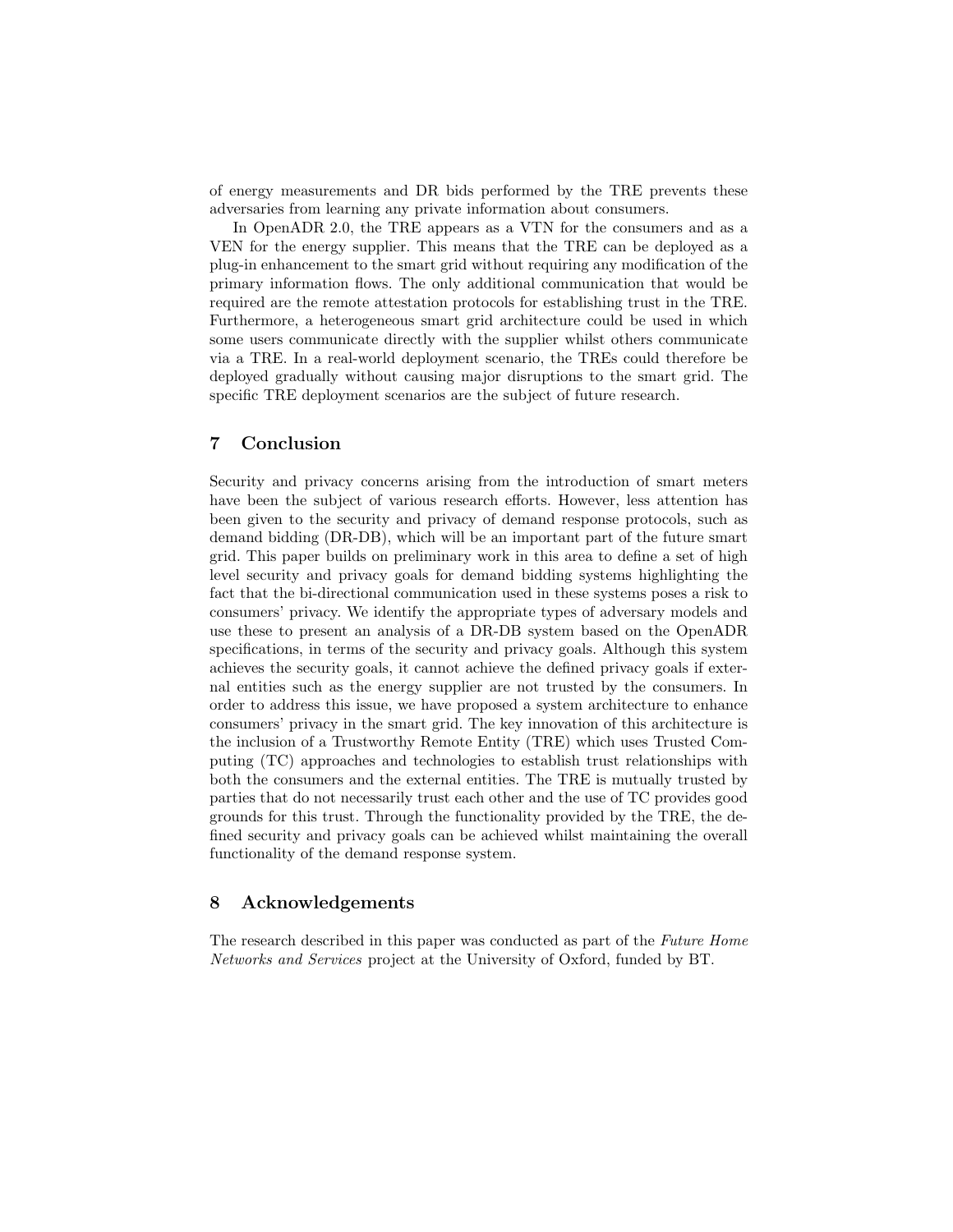of energy measurements and DR bids performed by the TRE prevents these adversaries from learning any private information about consumers.

In OpenADR 2.0, the TRE appears as a VTN for the consumers and as a VEN for the energy supplier. This means that the TRE can be deployed as a plug-in enhancement to the smart grid without requiring any modification of the primary information flows. The only additional communication that would be required are the remote attestation protocols for establishing trust in the TRE. Furthermore, a heterogeneous smart grid architecture could be used in which some users communicate directly with the supplier whilst others communicate via a TRE. In a real-world deployment scenario, the TREs could therefore be deployed gradually without causing major disruptions to the smart grid. The specific TRE deployment scenarios are the subject of future research.

## 7 Conclusion

Security and privacy concerns arising from the introduction of smart meters have been the subject of various research efforts. However, less attention has been given to the security and privacy of demand response protocols, such as demand bidding (DR-DB), which will be an important part of the future smart grid. This paper builds on preliminary work in this area to define a set of high level security and privacy goals for demand bidding systems highlighting the fact that the bi-directional communication used in these systems poses a risk to consumers' privacy. We identify the appropriate types of adversary models and use these to present an analysis of a DR-DB system based on the OpenADR specifications, in terms of the security and privacy goals. Although this system achieves the security goals, it cannot achieve the defined privacy goals if external entities such as the energy supplier are not trusted by the consumers. In order to address this issue, we have proposed a system architecture to enhance consumers' privacy in the smart grid. The key innovation of this architecture is the inclusion of a Trustworthy Remote Entity (TRE) which uses Trusted Computing (TC) approaches and technologies to establish trust relationships with both the consumers and the external entities. The TRE is mutually trusted by parties that do not necessarily trust each other and the use of TC provides good grounds for this trust. Through the functionality provided by the TRE, the defined security and privacy goals can be achieved whilst maintaining the overall functionality of the demand response system.

## 8 Acknowledgements

The research described in this paper was conducted as part of the *Future Home Networks and Services* project at the University of Oxford, funded by BT.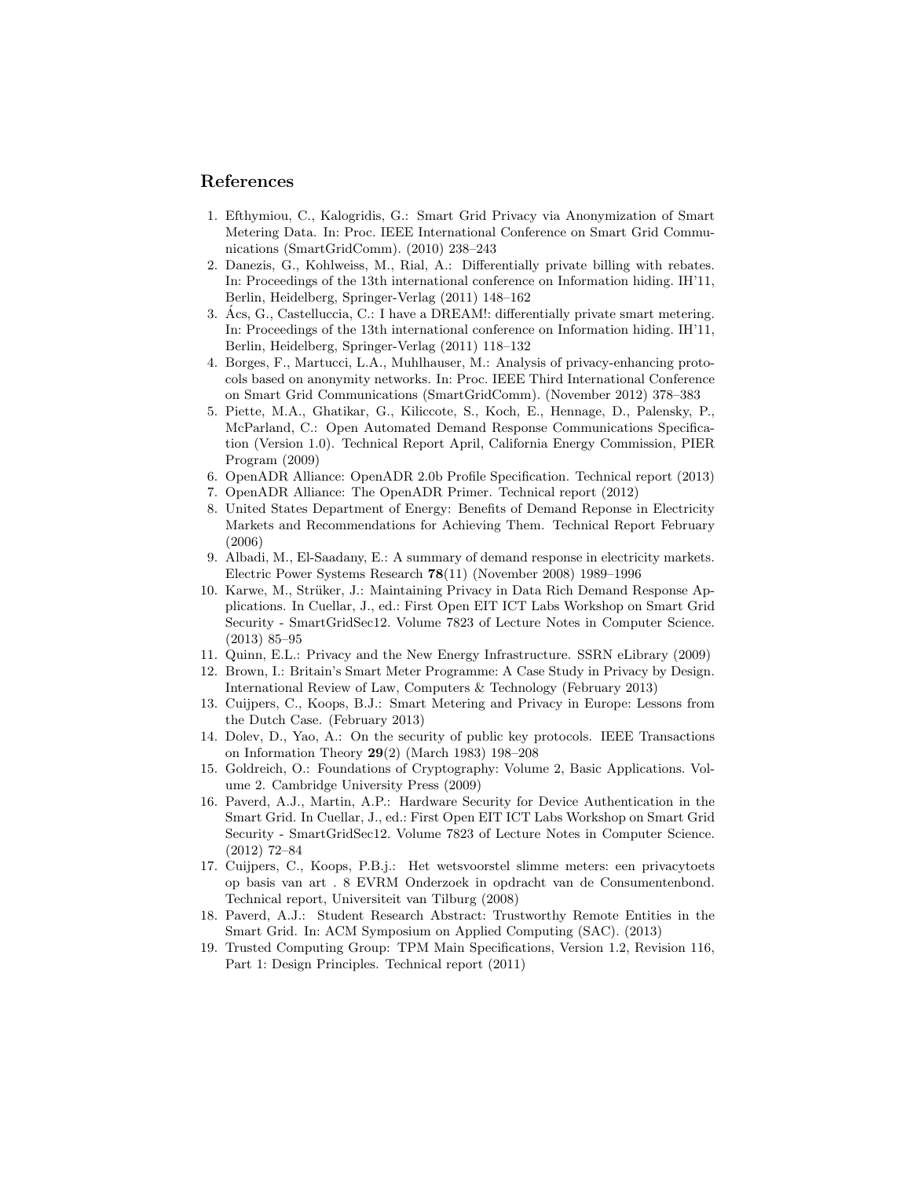## References

1. Efthymiou, C., Kalogridis, G.: Smart Grid Privacy via Anonymization of Smart Metering Data. In: Proc. IEEE International Conference on Smart Grid Communications (SmartGridComm). (2010) 238–243
2. Danezis, G., Kohlweiss, M., Rial, A.: Differentially private billing with rebates. In: Proceedings of the 13th international conference on Information hiding. IH'11, Berlin, Heidelberg, Springer-Verlag (2011) 148–162
3. Ács, G., Castelluccia, C.: I have a DREAM!: differentially private smart metering. In: Proceedings of the 13th international conference on Information hiding. IH'11, Berlin, Heidelberg, Springer-Verlag (2011) 118–132
4. Borges, F., Martucci, L.A., Muhlhauser, M.: Analysis of privacy-enhancing protocols based on anonymity networks. In: Proc. IEEE Third International Conference on Smart Grid Communications (SmartGridComm). (November 2012) 378–383
5. Piette, M.A., Ghatikar, G., Kiliccote, S., Koch, E., Hennage, D., Palensky, P., McParland, C.: Open Automated Demand Response Communications Specification (Version 1.0). Technical Report April, California Energy Commission, PIER Program (2009)
6. OpenADR Alliance: OpenADR 2.0b Profile Specification. Technical report (2013)
7. OpenADR Alliance: The OpenADR Primer. Technical report (2012)
8. United States Department of Energy: Benefits of Demand Reponse in Electricity Markets and Recommendations for Achieving Them. Technical Report February (2006)
9. Albadi, M., El-Saadany, E.: A summary of demand response in electricity markets. Electric Power Systems Research **78**(11) (November 2008) 1989–1996
10. Karwe, M., Strüker, J.: Maintaining Privacy in Data Rich Demand Response Applications. In Cuellar, J., ed.: First Open EIT ICT Labs Workshop on Smart Grid Security - SmartGridSec12. Volume 7823 of Lecture Notes in Computer Science. (2013) 85–95
11. Quinn, E.L.: Privacy and the New Energy Infrastructure. SSRN eLibrary (2009)
12. Brown, I.: Britain's Smart Meter Programme: A Case Study in Privacy by Design. International Review of Law, Computers & Technology (February 2013)
13. Cuijpers, C., Koops, B.J.: Smart Metering and Privacy in Europe: Lessons from the Dutch Case. (February 2013)
14. Dolev, D., Yao, A.: On the security of public key protocols. IEEE Transactions on Information Theory **29**(2) (March 1983) 198–208
15. Goldreich, O.: Foundations of Cryptography: Volume 2, Basic Applications. Volume 2. Cambridge University Press (2009)
16. Paverd, A.J., Martin, A.P.: Hardware Security for Device Authentication in the Smart Grid. In Cuellar, J., ed.: First Open EIT ICT Labs Workshop on Smart Grid Security - SmartGridSec12. Volume 7823 of Lecture Notes in Computer Science. (2012) 72–84
17. Cuijpers, C., Koops, P.B.j.: Het wetsvoorstel slimme meters: een privacytoets op basis van art . 8 EVRM Onderzoek in opdracht van de Consumentenbond. Technical report, Universiteit van Tilburg (2008)
18. Paverd, A.J.: Student Research Abstract: Trustworthy Remote Entities in the Smart Grid. In: ACM Symposium on Applied Computing (SAC). (2013)
19. Trusted Computing Group: TPM Main Specifications, Version 1.2, Revision 116, Part 1: Design Principles. Technical report (2011)